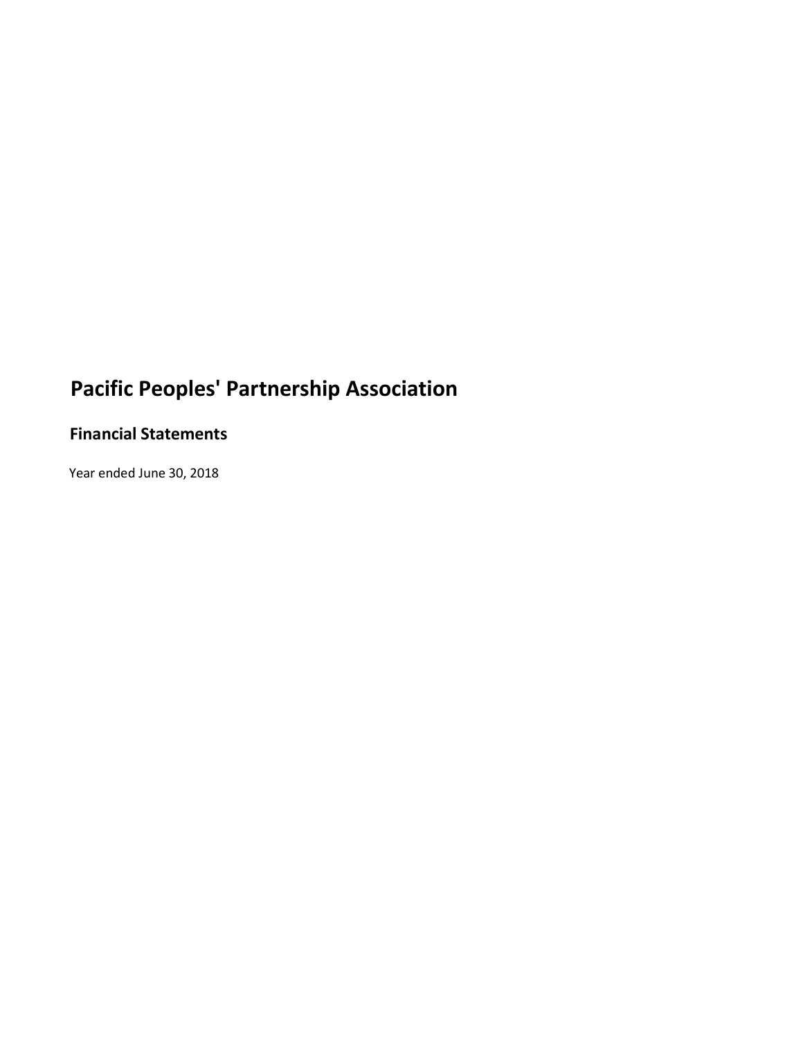# Pacific Peoples' Partnership Association

## Financial Statements

Year ended June 30, 2018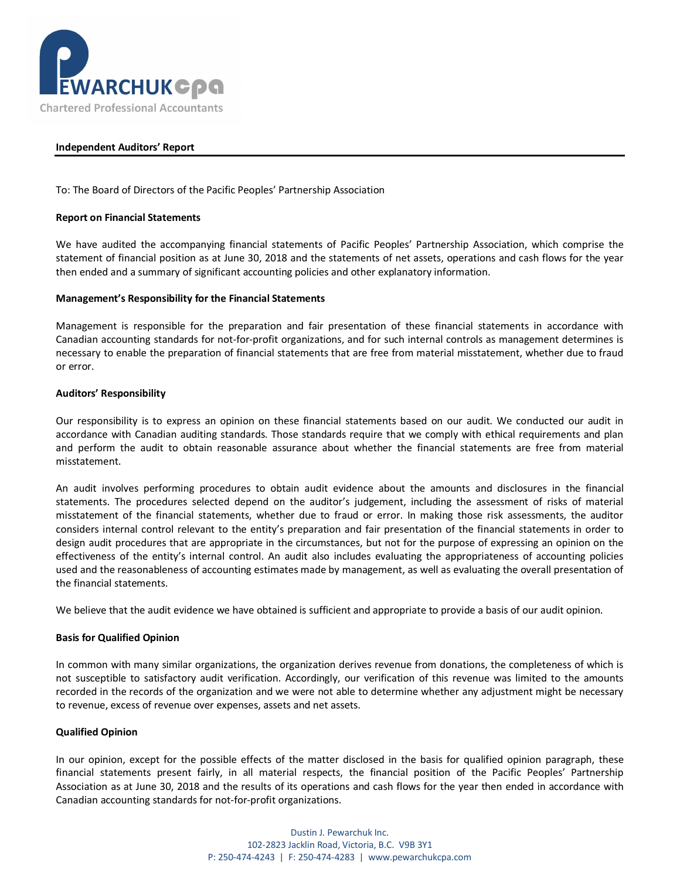PEWARCHUKcpa
Chartered Professional Accountants

## Independent Auditors' Report

To: The Board of Directors of the Pacific Peoples' Partnership Association

### Report on Financial Statements

We have audited the accompanying financial statements of Pacific Peoples' Partnership Association, which comprise the statement of financial position as at June 30, 2018 and the statements of net assets, operations and cash flows for the year then ended and a summary of significant accounting policies and other explanatory information.

### Management's Responsibility for the Financial Statements

Management is responsible for the preparation and fair presentation of these financial statements in accordance with Canadian accounting standards for not-for-profit organizations, and for such internal controls as management determines is necessary to enable the preparation of financial statements that are free from material misstatement, whether due to fraud or error.

### Auditors' Responsibility

Our responsibility is to express an opinion on these financial statements based on our audit. We conducted our audit in accordance with Canadian auditing standards. Those standards require that we comply with ethical requirements and plan and perform the audit to obtain reasonable assurance about whether the financial statements are free from material misstatement.

An audit involves performing procedures to obtain audit evidence about the amounts and disclosures in the financial statements. The procedures selected depend on the auditor's judgement, including the assessment of risks of material misstatement of the financial statements, whether due to fraud or error. In making those risk assessments, the auditor considers internal control relevant to the entity's preparation and fair presentation of the financial statements in order to design audit procedures that are appropriate in the circumstances, but not for the purpose of expressing an opinion on the effectiveness of the entity's internal control. An audit also includes evaluating the appropriateness of accounting policies used and the reasonableness of accounting estimates made by management, as well as evaluating the overall presentation of the financial statements.

We believe that the audit evidence we have obtained is sufficient and appropriate to provide a basis of our audit opinion.

### Basis for Qualified Opinion

In common with many similar organizations, the organization derives revenue from donations, the completeness of which is not susceptible to satisfactory audit verification. Accordingly, our verification of this revenue was limited to the amounts recorded in the records of the organization and we were not able to determine whether any adjustment might be necessary to revenue, excess of revenue over expenses, assets and net assets.

### Qualified Opinion

In our opinion, except for the possible effects of the matter disclosed in the basis for qualified opinion paragraph, these financial statements present fairly, in all material respects, the financial position of the Pacific Peoples' Partnership Association as at June 30, 2018 and the results of its operations and cash flows for the year then ended in accordance with Canadian accounting standards for not-for-profit organizations.

Dustin J. Pewarchuk Inc.
102-2823 Jacklin Road, Victoria, B.C. V9B 3Y1
P: 250-474-4243 | F: 250-474-4283 | www.pewarchukcpa.com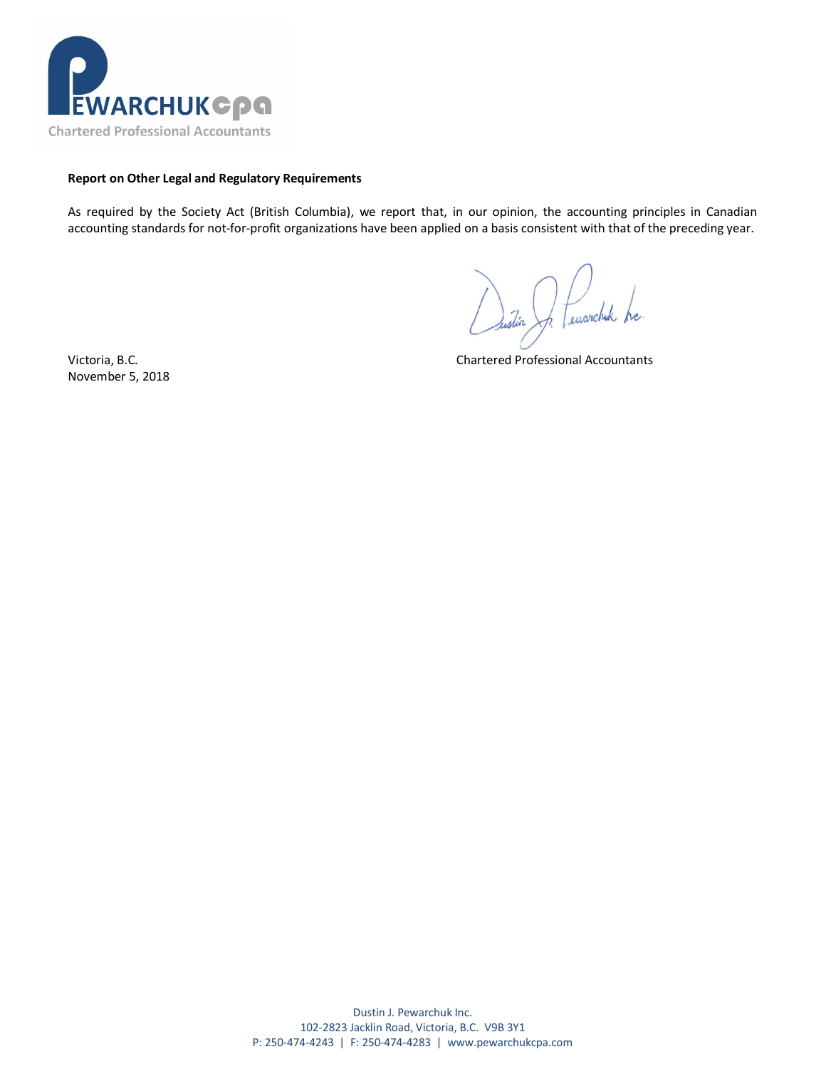**Report on Other Legal and Regulatory Requirements**

As required by the Society Act (British Columbia), we report that, in our opinion, the accounting principles in Canadian accounting standards for not-for-profit organizations have been applied on a basis consistent with that of the preceding year.

Dustin J. Pewarchuk Inc.

Chartered Professional Accountants

Victoria, B.C.
November 5, 2018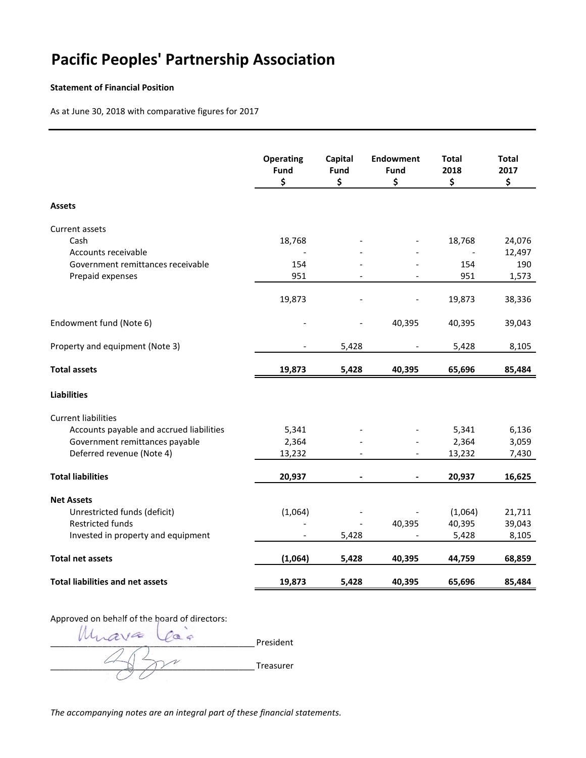# Pacific Peoples' Partnership Association

**Statement of Financial Position**

As at June 30, 2018 with comparative figures for 2017

| | Operating Fund $ | Capital Fund $ | Endowment Fund $ | Total 2018 $ | Total 2017 $ |
|---|---|---|---|---|---|
| **Assets** | | | | | |
| Current assets | | | | | |
| Cash | 18,768 | - | - | 18,768 | 24,076 |
| Accounts receivable | - | - | - | - | 12,497 |
| Government remittances receivable | 154 | - | - | 154 | 190 |
| Prepaid expenses | 951 | - | - | 951 | 1,573 |
| | 19,873 | - | - | 19,873 | 38,336 |
| Endowment fund (Note 6) | - | - | 40,395 | 40,395 | 39,043 |
| Property and equipment (Note 3) | - | 5,428 | - | 5,428 | 8,105 |
| **Total assets** | **19,873** | **5,428** | **40,395** | **65,696** | **85,484** |
| **Liabilities** | | | | | |
| Current liabilities | | | | | |
| Accounts payable and accrued liabilities | 5,341 | - | - | 5,341 | 6,136 |
| Government remittances payable | 2,364 | - | - | 2,364 | 3,059 |
| Deferred revenue (Note 4) | 13,232 | - | - | 13,232 | 7,430 |
| **Total liabilities** | **20,937** | **-** | **-** | **20,937** | **16,625** |
| **Net Assets** | | | | | |
| Unrestricted funds (deficit) | (1,064) | - | - | (1,064) | 21,711 |
| Restricted funds | - | - | 40,395 | 40,395 | 39,043 |
| Invested in property and equipment | - | 5,428 | - | 5,428 | 8,105 |
| **Total net assets** | **(1,064)** | **5,428** | **40,395** | **44,759** | **68,859** |
| **Total liabilities and net assets** | **19,873** | **5,428** | **40,395** | **65,696** | **85,484** |

Approved on behalf of the board of directors:

_______________________________ President

_______________________________ Treasurer

*The accompanying notes are an integral part of these financial statements.*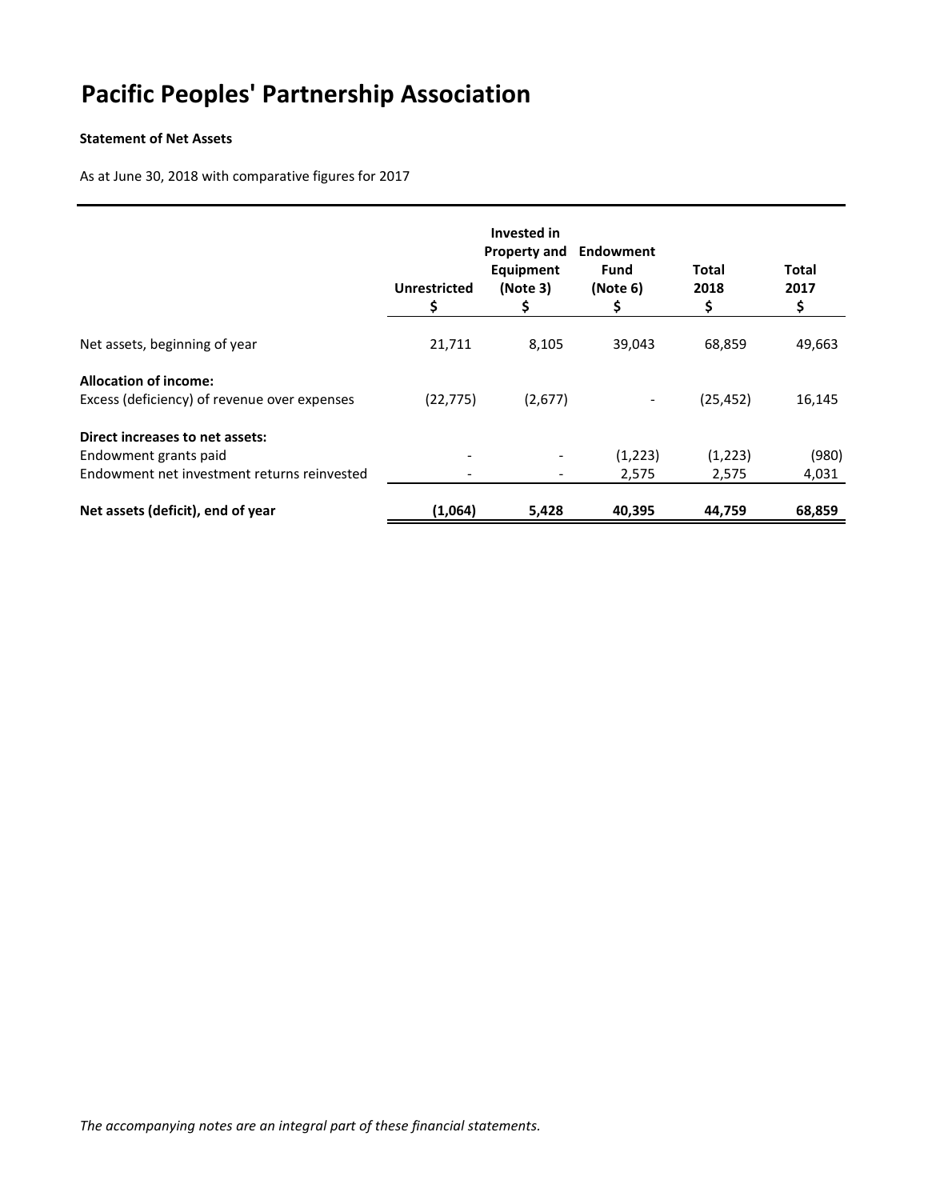# Pacific Peoples' Partnership Association

**Statement of Net Assets**

As at June 30, 2018 with comparative figures for 2017

| | Unrestricted<br>$ | Invested in Property and Equipment (Note 3)<br>$ | Endowment Fund (Note 6)<br>$ | Total 2018<br>$ | Total 2017<br>$ |
|---|---|---|---|---|---|
| Net assets, beginning of year | 21,711 | 8,105 | 39,043 | 68,859 | 49,663 |
| **Allocation of income:** | | | | | |
| Excess (deficiency) of revenue over expenses | (22,775) | (2,677) | - | (25,452) | 16,145 |
| **Direct increases to net assets:** | | | | | |
| Endowment grants paid | - | - | (1,223) | (1,223) | (980) |
| Endowment net investment returns reinvested | - | - | 2,575 | 2,575 | 4,031 |
| **Net assets (deficit), end of year** | **(1,064)** | **5,428** | **40,395** | **44,759** | **68,859** |

*The accompanying notes are an integral part of these financial statements.*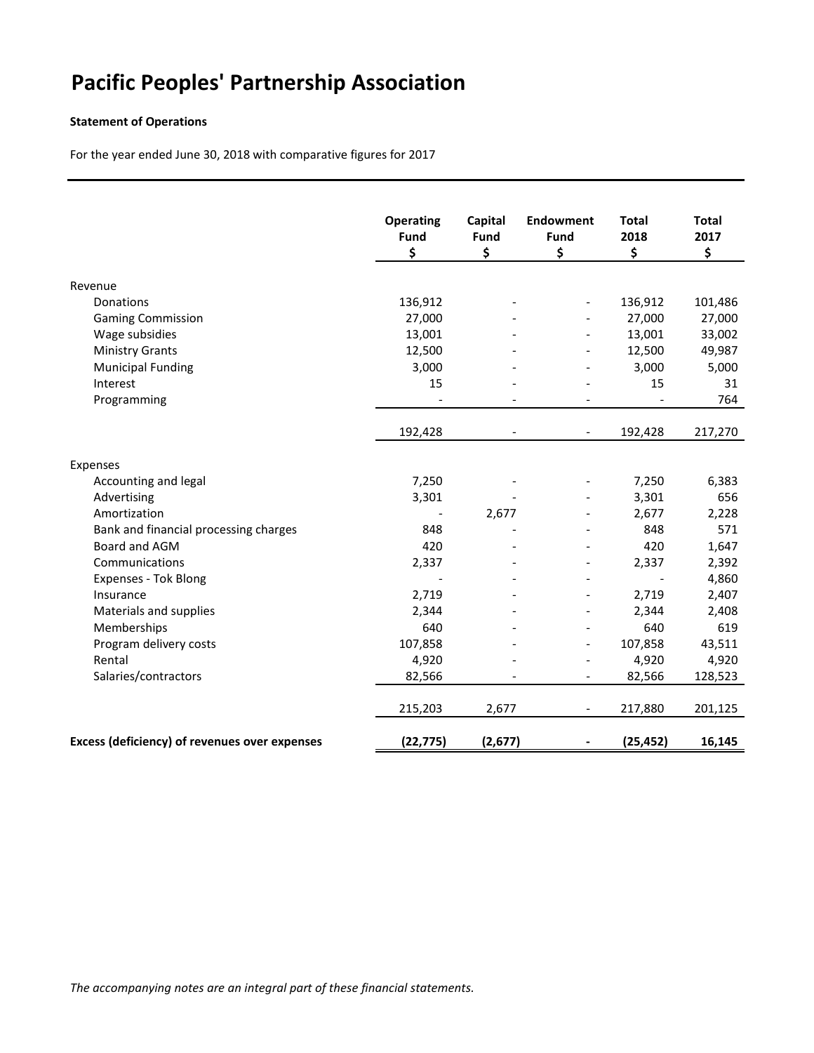# Pacific Peoples' Partnership Association

**Statement of Operations**

For the year ended June 30, 2018 with comparative figures for 2017

| | Operating Fund $ | Capital Fund $ | Endowment Fund $ | Total 2018 $ | Total 2017 $ |
|---|---|---|---|---|---|
| Revenue | | | | | |
| Donations | 136,912 | - | - | 136,912 | 101,486 |
| Gaming Commission | 27,000 | - | - | 27,000 | 27,000 |
| Wage subsidies | 13,001 | - | - | 13,001 | 33,002 |
| Ministry Grants | 12,500 | - | - | 12,500 | 49,987 |
| Municipal Funding | 3,000 | - | - | 3,000 | 5,000 |
| Interest | 15 | - | - | 15 | 31 |
| Programming | - | - | - | - | 764 |
| | 192,428 | - | - | 192,428 | 217,270 |
| Expenses | | | | | |
| Accounting and legal | 7,250 | - | - | 7,250 | 6,383 |
| Advertising | 3,301 | - | - | 3,301 | 656 |
| Amortization | - | 2,677 | - | 2,677 | 2,228 |
| Bank and financial processing charges | 848 | - | - | 848 | 571 |
| Board and AGM | 420 | - | - | 420 | 1,647 |
| Communications | 2,337 | - | - | 2,337 | 2,392 |
| Expenses - Tok Blong | - | - | - | - | 4,860 |
| Insurance | 2,719 | - | - | 2,719 | 2,407 |
| Materials and supplies | 2,344 | - | - | 2,344 | 2,408 |
| Memberships | 640 | - | - | 640 | 619 |
| Program delivery costs | 107,858 | - | - | 107,858 | 43,511 |
| Rental | 4,920 | - | - | 4,920 | 4,920 |
| Salaries/contractors | 82,566 | - | - | 82,566 | 128,523 |
| | 215,203 | 2,677 | - | 217,880 | 201,125 |
| **Excess (deficiency) of revenues over expenses** | **(22,775)** | **(2,677)** | **-** | **(25,452)** | **16,145** |

*The accompanying notes are an integral part of these financial statements.*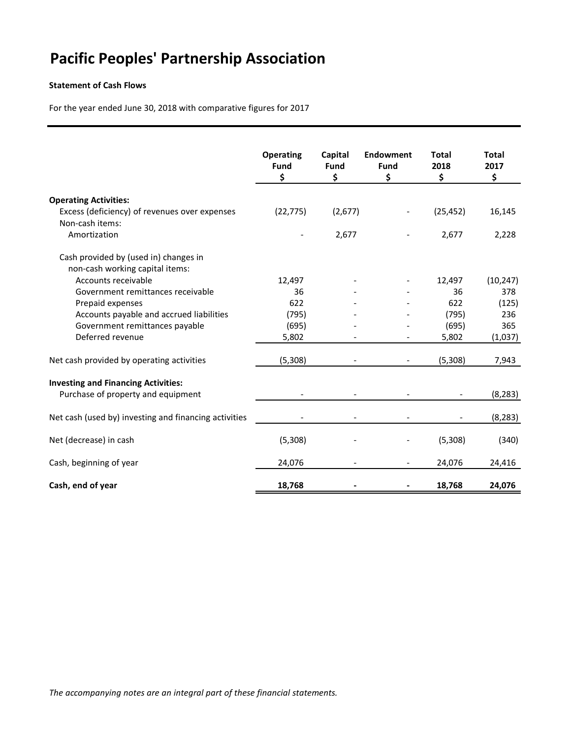# Pacific Peoples' Partnership Association

**Statement of Cash Flows**

For the year ended June 30, 2018 with comparative figures for 2017

| | Operating Fund $ | Capital Fund $ | Endowment Fund $ | Total 2018 $ | Total 2017 $ |
|---|---|---|---|---|---|
| **Operating Activities:** | | | | | |
| Excess (deficiency) of revenues over expenses | (22,775) | (2,677) | - | (25,452) | 16,145 |
| Non-cash items: | | | | | |
| Amortization | - | 2,677 | - | 2,677 | 2,228 |
| Cash provided by (used in) changes in non-cash working capital items: | | | | | |
| Accounts receivable | 12,497 | - | - | 12,497 | (10,247) |
| Government remittances receivable | 36 | - | - | 36 | 378 |
| Prepaid expenses | 622 | - | - | 622 | (125) |
| Accounts payable and accrued liabilities | (795) | - | - | (795) | 236 |
| Government remittances payable | (695) | - | - | (695) | 365 |
| Deferred revenue | 5,802 | - | - | 5,802 | (1,037) |
| Net cash provided by operating activities | (5,308) | - | - | (5,308) | 7,943 |
| **Investing and Financing Activities:** | | | | | |
| Purchase of property and equipment | - | - | - | - | (8,283) |
| Net cash (used by) investing and financing activities | - | - | - | - | (8,283) |
| Net (decrease) in cash | (5,308) | - | - | (5,308) | (340) |
| Cash, beginning of year | 24,076 | - | - | 24,076 | 24,416 |
| **Cash, end of year** | **18,768** | **-** | **-** | **18,768** | **24,076** |

*The accompanying notes are an integral part of these financial statements.*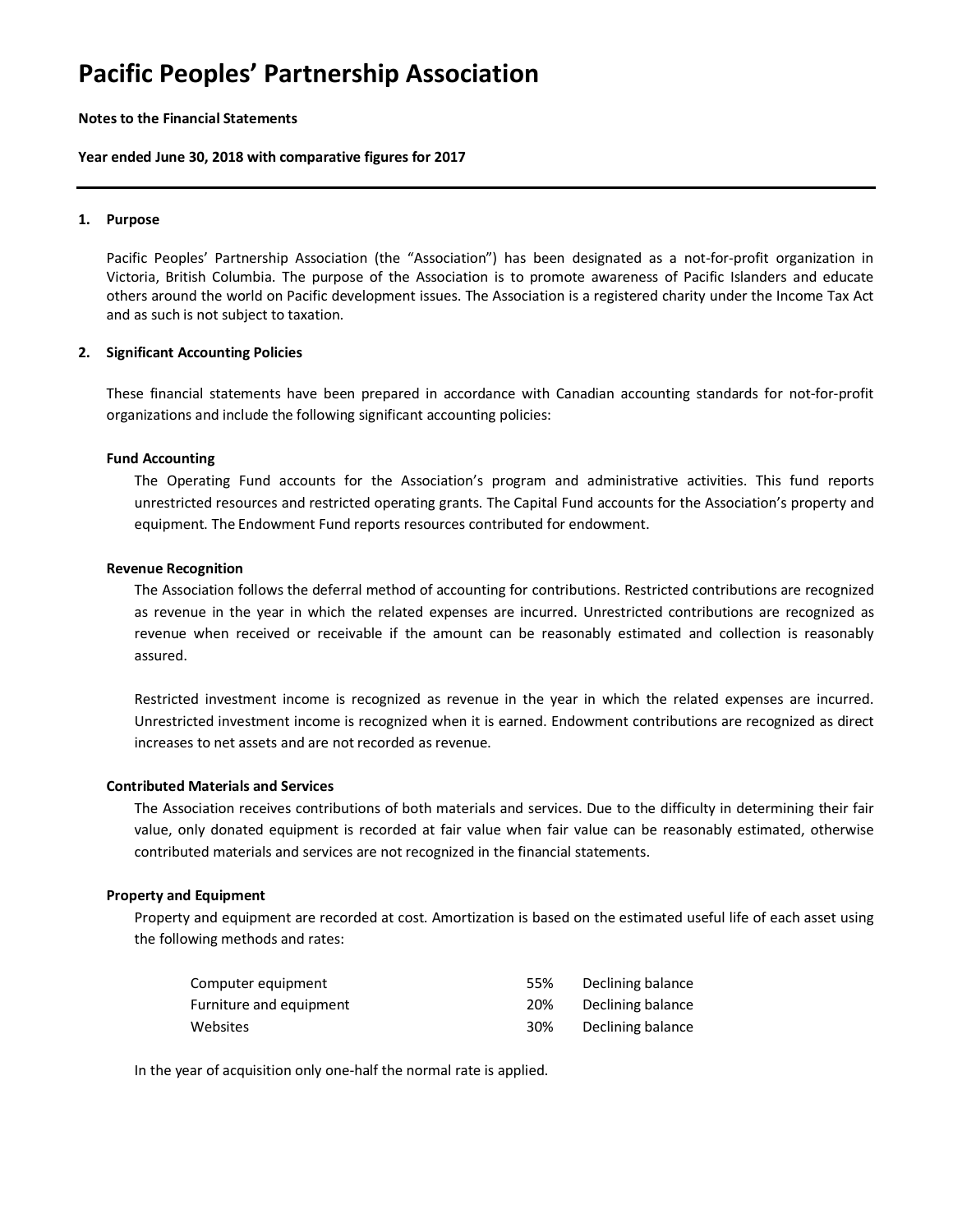# Pacific Peoples' Partnership Association

**Notes to the Financial Statements**

**Year ended June 30, 2018 with comparative figures for 2017**

---

## 1. Purpose

Pacific Peoples' Partnership Association (the "Association") has been designated as a not-for-profit organization in Victoria, British Columbia. The purpose of the Association is to promote awareness of Pacific Islanders and educate others around the world on Pacific development issues. The Association is a registered charity under the Income Tax Act and as such is not subject to taxation.

## 2. Significant Accounting Policies

These financial statements have been prepared in accordance with Canadian accounting standards for not-for-profit organizations and include the following significant accounting policies:

### Fund Accounting

The Operating Fund accounts for the Association's program and administrative activities. This fund reports unrestricted resources and restricted operating grants. The Capital Fund accounts for the Association's property and equipment. The Endowment Fund reports resources contributed for endowment.

### Revenue Recognition

The Association follows the deferral method of accounting for contributions. Restricted contributions are recognized as revenue in the year in which the related expenses are incurred. Unrestricted contributions are recognized as revenue when received or receivable if the amount can be reasonably estimated and collection is reasonably assured.

Restricted investment income is recognized as revenue in the year in which the related expenses are incurred. Unrestricted investment income is recognized when it is earned. Endowment contributions are recognized as direct increases to net assets and are not recorded as revenue.

### Contributed Materials and Services

The Association receives contributions of both materials and services. Due to the difficulty in determining their fair value, only donated equipment is recorded at fair value when fair value can be reasonably estimated, otherwise contributed materials and services are not recognized in the financial statements.

### Property and Equipment

Property and equipment are recorded at cost. Amortization is based on the estimated useful life of each asset using the following methods and rates:

| Asset | Rate | Method |
| --- | --- | --- |
| Computer equipment | 55% | Declining balance |
| Furniture and equipment | 20% | Declining balance |
| Websites | 30% | Declining balance |

In the year of acquisition only one-half the normal rate is applied.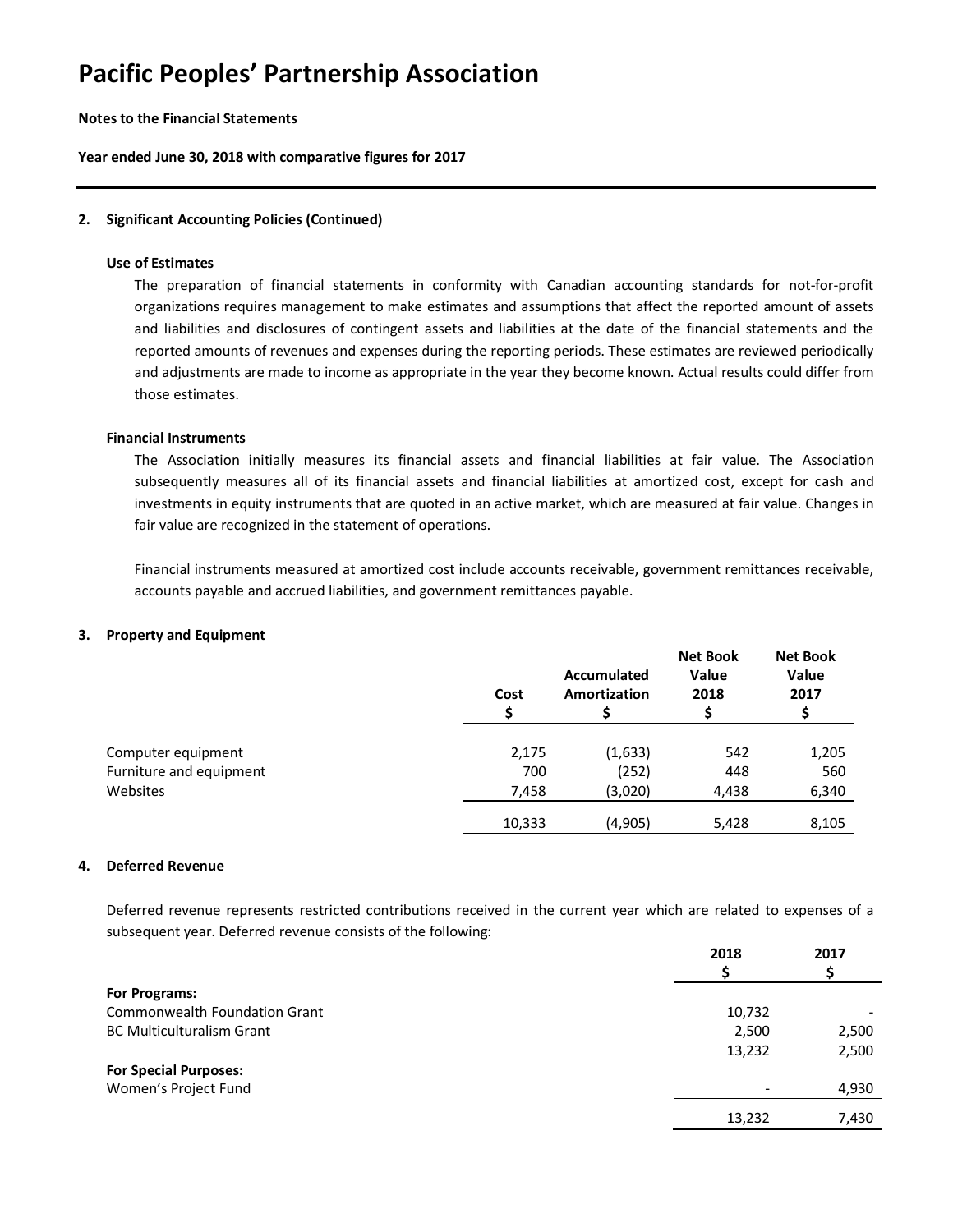# Pacific Peoples' Partnership Association

**Notes to the Financial Statements**

**Year ended June 30, 2018 with comparative figures for 2017**

## 2. Significant Accounting Policies (Continued)

### Use of Estimates

The preparation of financial statements in conformity with Canadian accounting standards for not-for-profit organizations requires management to make estimates and assumptions that affect the reported amount of assets and liabilities and disclosures of contingent assets and liabilities at the date of the financial statements and the reported amounts of revenues and expenses during the reporting periods. These estimates are reviewed periodically and adjustments are made to income as appropriate in the year they become known. Actual results could differ from those estimates.

### Financial Instruments

The Association initially measures its financial assets and financial liabilities at fair value. The Association subsequently measures all of its financial assets and financial liabilities at amortized cost, except for cash and investments in equity instruments that are quoted in an active market, which are measured at fair value. Changes in fair value are recognized in the statement of operations.

Financial instruments measured at amortized cost include accounts receivable, government remittances receivable, accounts payable and accrued liabilities, and government remittances payable.

## 3. Property and Equipment

| | Cost<br>$ | Accumulated Amortization<br>$ | Net Book Value 2018<br>$ | Net Book Value 2017<br>$ |
|---|---|---|---|---|
| Computer equipment | 2,175 | (1,633) | 542 | 1,205 |
| Furniture and equipment | 700 | (252) | 448 | 560 |
| Websites | 7,458 | (3,020) | 4,438 | 6,340 |
| | 10,333 | (4,905) | 5,428 | 8,105 |

## 4. Deferred Revenue

Deferred revenue represents restricted contributions received in the current year which are related to expenses of a subsequent year. Deferred revenue consists of the following:

| | 2018<br>$ | 2017<br>$ |
|---|---|---|
| **For Programs:** | | |
| Commonwealth Foundation Grant | 10,732 | - |
| BC Multiculturalism Grant | 2,500 | 2,500 |
| | 13,232 | 2,500 |
| **For Special Purposes:** | | |
| Women's Project Fund | - | 4,930 |
| | 13,232 | 7,430 |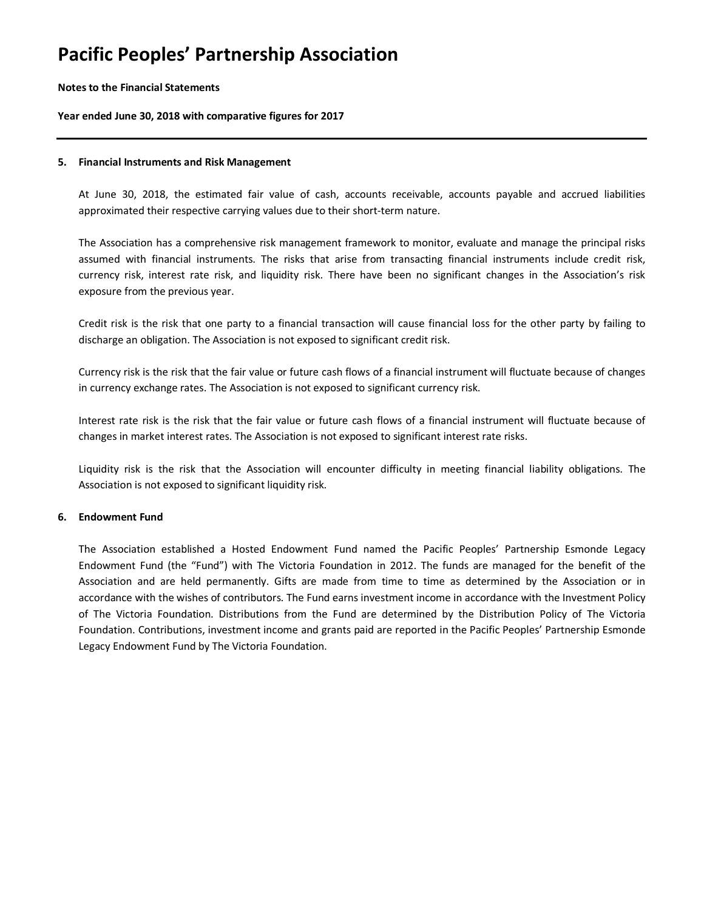# Pacific Peoples' Partnership Association

**Notes to the Financial Statements**

**Year ended June 30, 2018 with comparative figures for 2017**

## 5. Financial Instruments and Risk Management

At June 30, 2018, the estimated fair value of cash, accounts receivable, accounts payable and accrued liabilities approximated their respective carrying values due to their short-term nature.

The Association has a comprehensive risk management framework to monitor, evaluate and manage the principal risks assumed with financial instruments. The risks that arise from transacting financial instruments include credit risk, currency risk, interest rate risk, and liquidity risk. There have been no significant changes in the Association's risk exposure from the previous year.

Credit risk is the risk that one party to a financial transaction will cause financial loss for the other party by failing to discharge an obligation. The Association is not exposed to significant credit risk.

Currency risk is the risk that the fair value or future cash flows of a financial instrument will fluctuate because of changes in currency exchange rates. The Association is not exposed to significant currency risk.

Interest rate risk is the risk that the fair value or future cash flows of a financial instrument will fluctuate because of changes in market interest rates. The Association is not exposed to significant interest rate risks.

Liquidity risk is the risk that the Association will encounter difficulty in meeting financial liability obligations. The Association is not exposed to significant liquidity risk.

## 6. Endowment Fund

The Association established a Hosted Endowment Fund named the Pacific Peoples' Partnership Esmonde Legacy Endowment Fund (the "Fund") with The Victoria Foundation in 2012. The funds are managed for the benefit of the Association and are held permanently. Gifts are made from time to time as determined by the Association or in accordance with the wishes of contributors. The Fund earns investment income in accordance with the Investment Policy of The Victoria Foundation. Distributions from the Fund are determined by the Distribution Policy of The Victoria Foundation. Contributions, investment income and grants paid are reported in the Pacific Peoples' Partnership Esmonde Legacy Endowment Fund by The Victoria Foundation.